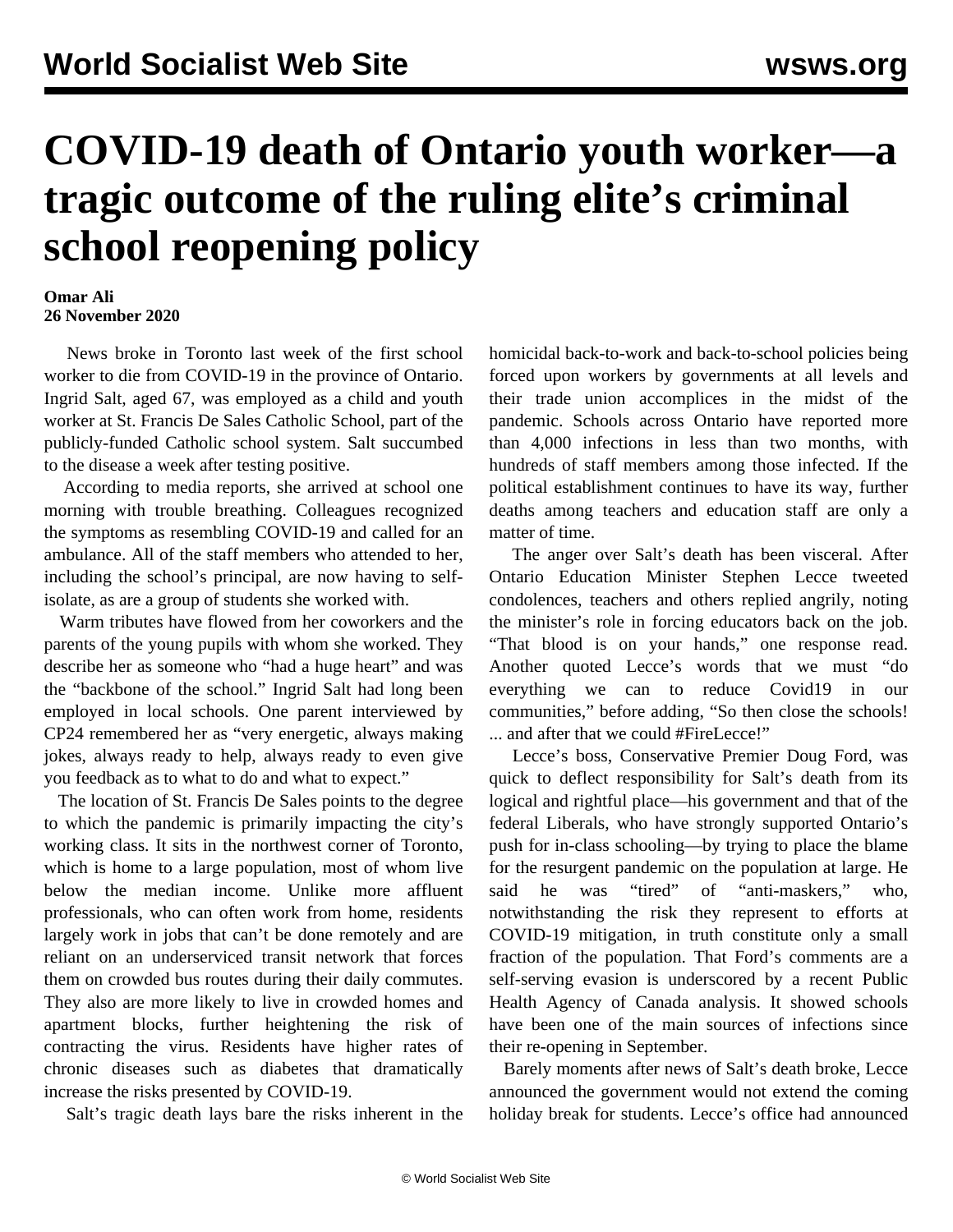# COVID-19 death of Ontario youth worker—a tragic outcome of the ruling elite's criminal school reopening policy

**Omar Ali**
**26 November 2020**

News broke in Toronto last week of the first school worker to die from COVID-19 in the province of Ontario. Ingrid Salt, aged 67, was employed as a child and youth worker at St. Francis De Sales Catholic School, part of the publicly-funded Catholic school system. Salt succumbed to the disease a week after testing positive.

According to media reports, she arrived at school one morning with trouble breathing. Colleagues recognized the symptoms as resembling COVID-19 and called for an ambulance. All of the staff members who attended to her, including the school's principal, are now having to self-isolate, as are a group of students she worked with.

Warm tributes have flowed from her coworkers and the parents of the young pupils with whom she worked. They describe her as someone who "had a huge heart" and was the "backbone of the school." Ingrid Salt had long been employed in local schools. One parent interviewed by CP24 remembered her as "very energetic, always making jokes, always ready to help, always ready to even give you feedback as to what to do and what to expect."

The location of St. Francis De Sales points to the degree to which the pandemic is primarily impacting the city's working class. It sits in the northwest corner of Toronto, which is home to a large population, most of whom live below the median income. Unlike more affluent professionals, who can often work from home, residents largely work in jobs that can't be done remotely and are reliant on an underserviced transit network that forces them on crowded bus routes during their daily commutes. They also are more likely to live in crowded homes and apartment blocks, further heightening the risk of contracting the virus. Residents have higher rates of chronic diseases such as diabetes that dramatically increase the risks presented by COVID-19.

Salt's tragic death lays bare the risks inherent in the homicidal back-to-work and back-to-school policies being forced upon workers by governments at all levels and their trade union accomplices in the midst of the pandemic. Schools across Ontario have reported more than 4,000 infections in less than two months, with hundreds of staff members among those infected. If the political establishment continues to have its way, further deaths among teachers and education staff are only a matter of time.

The anger over Salt's death has been visceral. After Ontario Education Minister Stephen Lecce tweeted condolences, teachers and others replied angrily, noting the minister's role in forcing educators back on the job. "That blood is on your hands," one response read. Another quoted Lecce's words that we must "do everything we can to reduce Covid19 in our communities," before adding, "So then close the schools! ... and after that we could #FireLecce!"

Lecce's boss, Conservative Premier Doug Ford, was quick to deflect responsibility for Salt's death from its logical and rightful place—his government and that of the federal Liberals, who have strongly supported Ontario's push for in-class schooling—by trying to place the blame for the resurgent pandemic on the population at large. He said he was "tired" of "anti-maskers," who, notwithstanding the risk they represent to efforts at COVID-19 mitigation, in truth constitute only a small fraction of the population. That Ford's comments are a self-serving evasion is underscored by a recent Public Health Agency of Canada analysis. It showed schools have been one of the main sources of infections since their re-opening in September.

Barely moments after news of Salt's death broke, Lecce announced the government would not extend the coming holiday break for students. Lecce's office had announced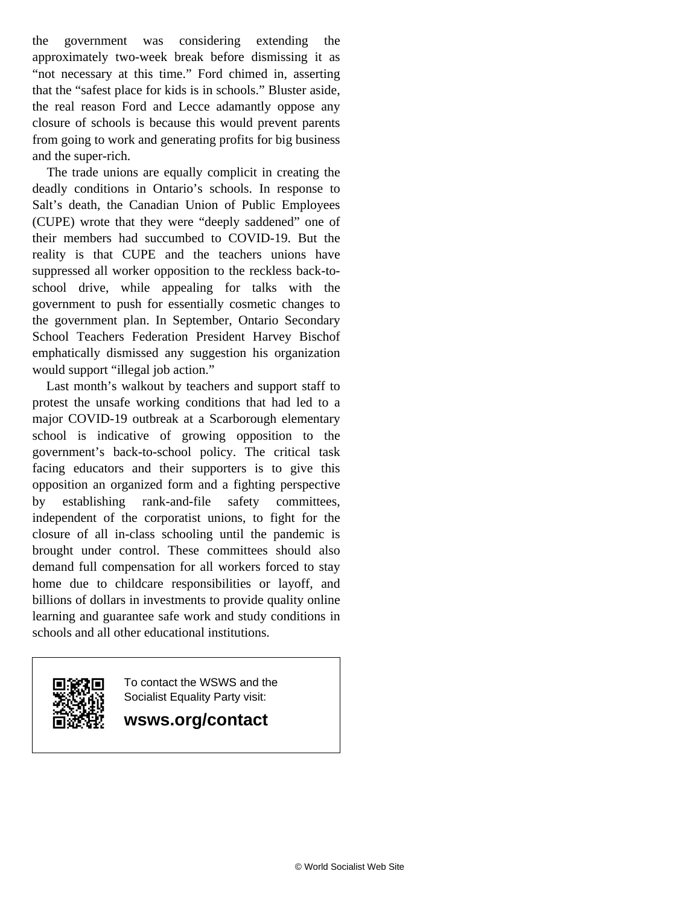the government was considering extending the approximately two-week break before dismissing it as "not necessary at this time." Ford chimed in, asserting that the "safest place for kids is in schools." Bluster aside, the real reason Ford and Lecce adamantly oppose any closure of schools is because this would prevent parents from going to work and generating profits for big business and the super-rich.

The trade unions are equally complicit in creating the deadly conditions in Ontario's schools. In response to Salt's death, the Canadian Union of Public Employees (CUPE) wrote that they were "deeply saddened" one of their members had succumbed to COVID-19. But the reality is that CUPE and the teachers unions have suppressed all worker opposition to the reckless back-to-school drive, while appealing for talks with the government to push for essentially cosmetic changes to the government plan. In September, Ontario Secondary School Teachers Federation President Harvey Bischof emphatically dismissed any suggestion his organization would support "illegal job action."

Last month's walkout by teachers and support staff to protest the unsafe working conditions that had led to a major COVID-19 outbreak at a Scarborough elementary school is indicative of growing opposition to the government's back-to-school policy. The critical task facing educators and their supporters is to give this opposition an organized form and a fighting perspective by establishing rank-and-file safety committees, independent of the corporatist unions, to fight for the closure of all in-class schooling until the pandemic is brought under control. These committees should also demand full compensation for all workers forced to stay home due to childcare responsibilities or layoff, and billions of dollars in investments to provide quality online learning and guarantee safe work and study conditions in schools and all other educational institutions.

To contact the WSWS and the Socialist Equality Party visit:

**wsws.org/contact**